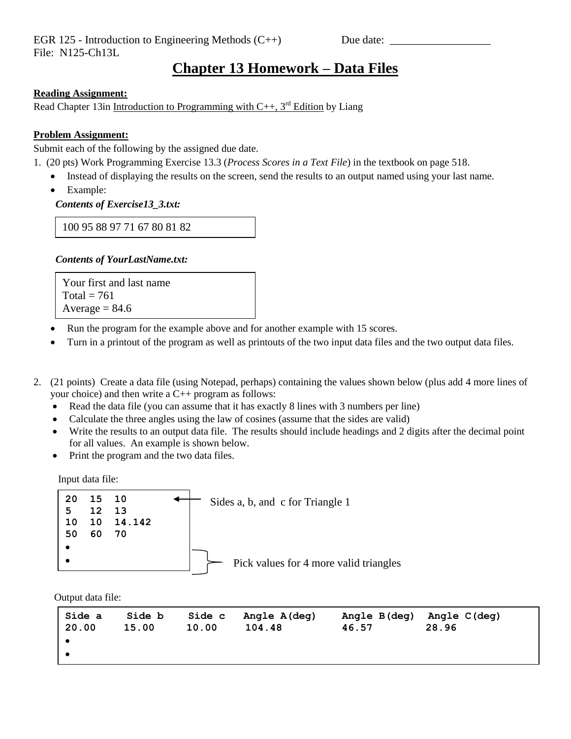EGR 125 - Introduction to Engineering Methods (C++) Due date: __________________
File: N125-Ch13L

# Chapter 13 Homework – Data Files

**Reading Assignment:**

Read Chapter 13in Introduction to Programming with C++, 3rd Edition by Liang

**Problem Assignment:**

Submit each of the following by the assigned due date.

1. (20 pts) Work Programming Exercise 13.3 (*Process Scores in a Text File*) in the textbook on page 518.
   - Instead of displaying the results on the screen, send the results to an output named using your last name.
   - Example:

   ***Contents of Exercise13_3.txt:***

   ```
   100 95 88 97 71 67 80 81 82
   ```

   ***Contents of YourLastName.txt:***

   ```
   Your first and last name
   Total = 761
   Average = 84.6
   ```

   - Run the program for the example above and for another example with 15 scores.
   - Turn in a printout of the program as well as printouts of the two input data files and the two output data files.

2. (21 points) Create a data file (using Notepad, perhaps) containing the values shown below (plus add 4 more lines of your choice) and then write a C++ program as follows:
   - Read the data file (you can assume that it has exactly 8 lines with 3 numbers per line)
   - Calculate the three angles using the law of cosines (assume that the sides are valid)
   - Write the results to an output data file. The results should include headings and 2 digits after the decimal point for all values. An example is shown below.
   - Print the program and the two data files.

   Input data file:

   ```
   20  15  10        ← Sides a, b, and c for Triangle 1
   5   12  13
   10  10  14.142
   50  60  70
   •                 } Pick values for 4 more valid triangles
   •
   ```

   Output data file:

   ```
   Side a    Side b    Side c   Angle A(deg)    Angle B(deg)  Angle C(deg)
   20.00     15.00     10.00     104.48         46.57         28.96
   •
   •
   ```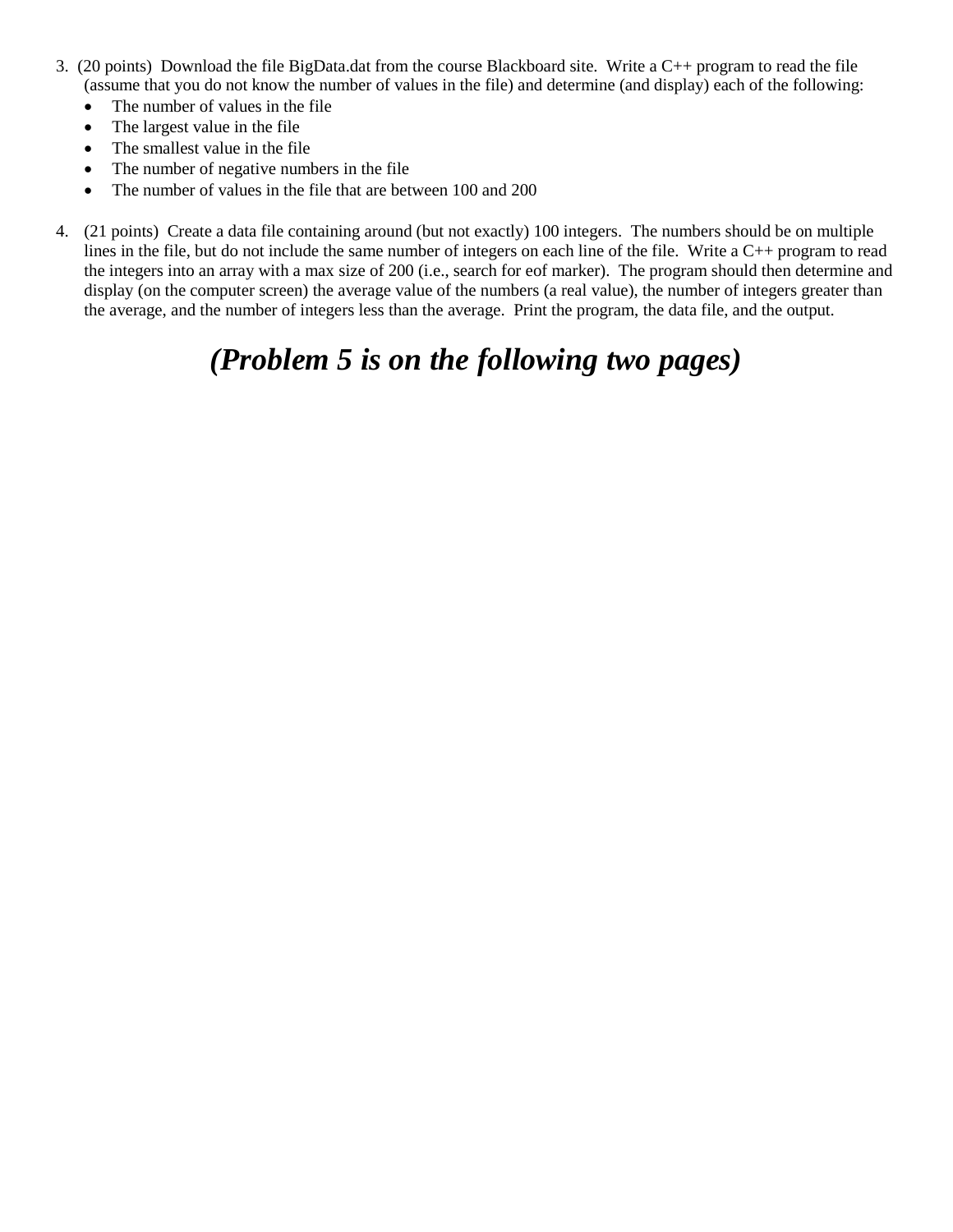3. (20 points) Download the file BigData.dat from the course Blackboard site. Write a C++ program to read the file (assume that you do not know the number of values in the file) and determine (and display) each of the following:
   - The number of values in the file
   - The largest value in the file
   - The smallest value in the file
   - The number of negative numbers in the file
   - The number of values in the file that are between 100 and 200

4. (21 points) Create a data file containing around (but not exactly) 100 integers. The numbers should be on multiple lines in the file, but do not include the same number of integers on each line of the file. Write a C++ program to read the integers into an array with a max size of 200 (i.e., search for eof marker). The program should then determine and display (on the computer screen) the average value of the numbers (a real value), the number of integers greater than the average, and the number of integers less than the average. Print the program, the data file, and the output.

## ***(Problem 5 is on the following two pages)***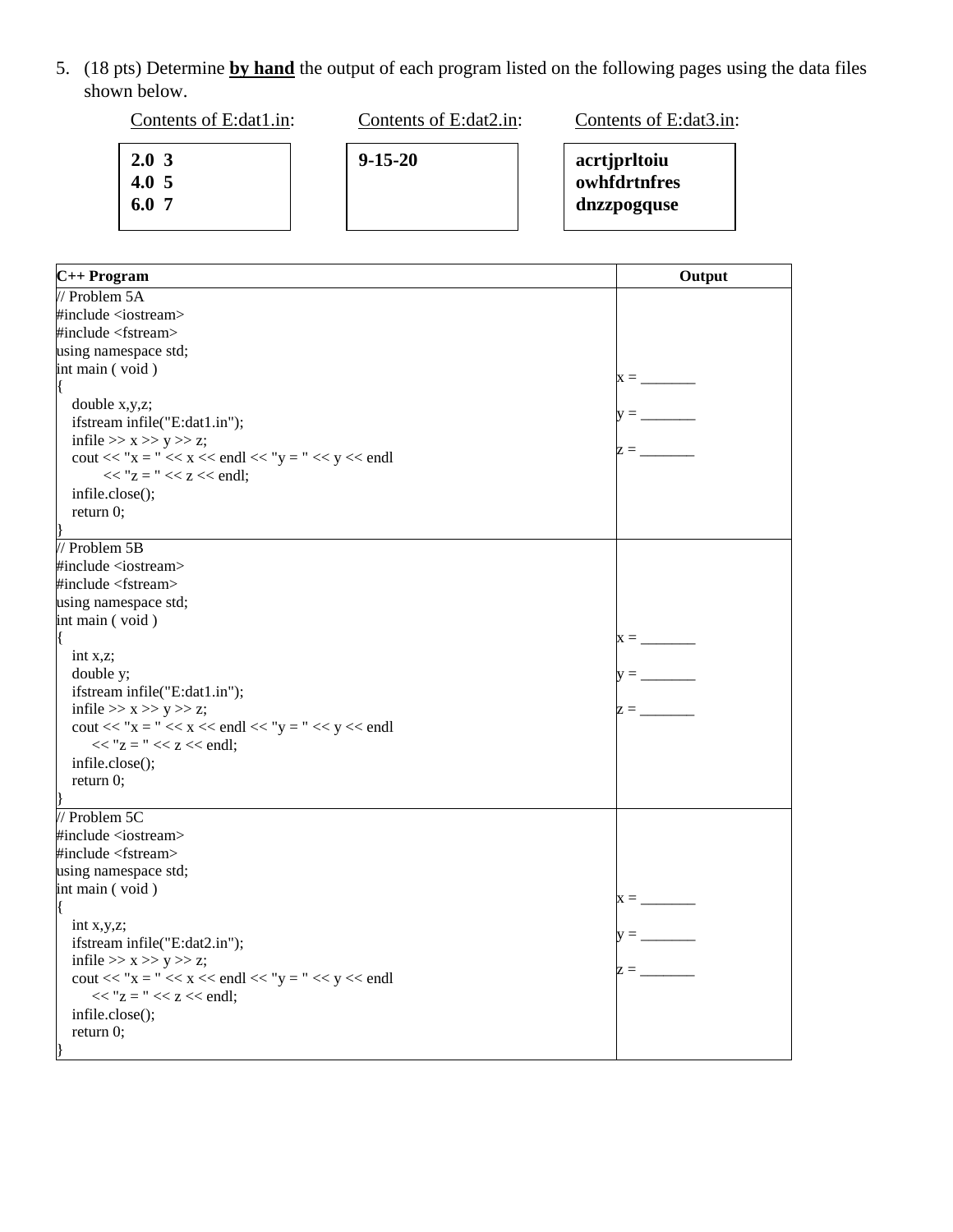5. (18 pts) Determine **by hand** the output of each program listed on the following pages using the data files shown below.

Contents of E:dat1.in:
```
2.0  3
4.0  5
6.0  7
```

Contents of E:dat2.in:
```
9-15-20
```

Contents of E:dat3.in:
```
acrtjprltoiu
owhfdrtnfres
dnzzpogquse
```

| C++ Program | Output |
| --- | --- |
| <pre>// Problem 5A<br>#include <iostream><br>#include <fstream><br>using namespace std;<br>int main ( void )<br>{<br>   double x,y,z;<br>   ifstream infile("E:dat1.in");<br>   infile >> x >> y >> z;<br>   cout << "x = " << x << endl << "y = " << y << endl<br>         << "z = " << z << endl;<br>   infile.close();<br>   return 0;<br>}</pre> | x = _______<br><br>y = _______<br><br>z = _______ |
| <pre>// Problem 5B<br>#include <iostream><br>#include <fstream><br>using namespace std;<br>int main ( void )<br>{<br>   int x,z;<br>   double y;<br>   ifstream infile("E:dat1.in");<br>   infile >> x >> y >> z;<br>   cout << "x = " << x << endl << "y = " << y << endl<br>      << "z = " << z << endl;<br>   infile.close();<br>   return 0;<br>}</pre> | x = _______<br><br>y = _______<br><br>z = _______ |
| <pre>// Problem 5C<br>#include <iostream><br>#include <fstream><br>using namespace std;<br>int main ( void )<br>{<br>   int x,y,z;<br>   ifstream infile("E:dat2.in");<br>   infile >> x >> y >> z;<br>   cout << "x = " << x << endl << "y = " << y << endl<br>      << "z = " << z << endl;<br>   infile.close();<br>   return 0;<br>}</pre> | x = _______<br><br>y = _______<br><br>z = _______ |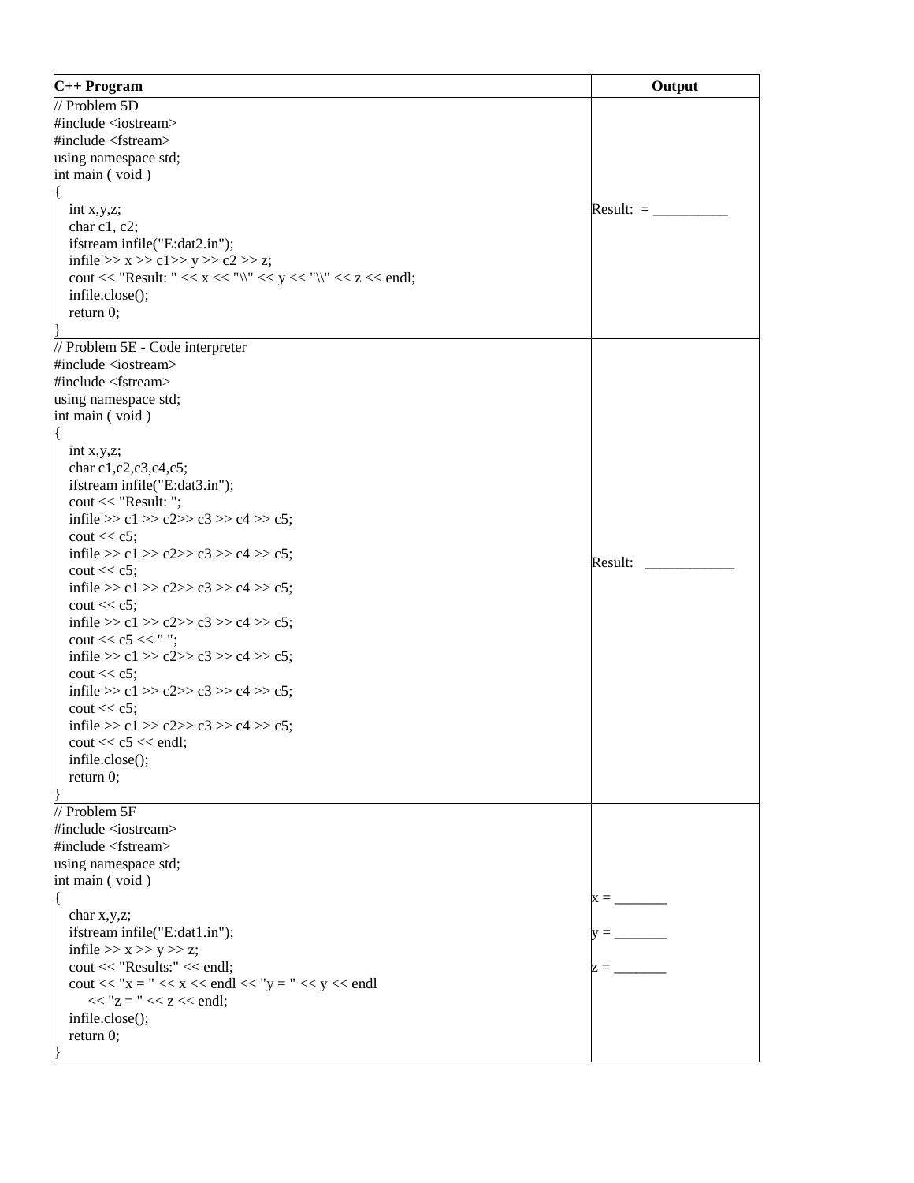| C++ Program | Output |
| --- | --- |
| // Problem 5D<br>#include <iostream><br>#include <fstream><br>using namespace std;<br>int main ( void )<br>{<br>&nbsp;&nbsp;&nbsp;int x,y,z;<br>&nbsp;&nbsp;&nbsp;char c1, c2;<br>&nbsp;&nbsp;&nbsp;ifstream infile("E:dat2.in");<br>&nbsp;&nbsp;&nbsp;infile >> x >> c1>> y >> c2 >> z;<br>&nbsp;&nbsp;&nbsp;cout << "Result: " << x << "\\\\" << y << "\\\\" << z << endl;<br>&nbsp;&nbsp;&nbsp;infile.close();<br>&nbsp;&nbsp;&nbsp;return 0;<br>} | Result: = __________ |
| // Problem 5E - Code interpreter<br>#include <iostream><br>#include <fstream><br>using namespace std;<br>int main ( void )<br>{<br>&nbsp;&nbsp;&nbsp;int x,y,z;<br>&nbsp;&nbsp;&nbsp;char c1,c2,c3,c4,c5;<br>&nbsp;&nbsp;&nbsp;ifstream infile("E:dat3.in");<br>&nbsp;&nbsp;&nbsp;cout << "Result: ";<br>&nbsp;&nbsp;&nbsp;infile >> c1 >> c2>> c3 >> c4 >> c5;<br>&nbsp;&nbsp;&nbsp;cout << c5;<br>&nbsp;&nbsp;&nbsp;infile >> c1 >> c2>> c3 >> c4 >> c5;<br>&nbsp;&nbsp;&nbsp;cout << c5;<br>&nbsp;&nbsp;&nbsp;infile >> c1 >> c2>> c3 >> c4 >> c5;<br>&nbsp;&nbsp;&nbsp;cout << c5;<br>&nbsp;&nbsp;&nbsp;infile >> c1 >> c2>> c3 >> c4 >> c5;<br>&nbsp;&nbsp;&nbsp;cout << c5 << " ";<br>&nbsp;&nbsp;&nbsp;infile >> c1 >> c2>> c3 >> c4 >> c5;<br>&nbsp;&nbsp;&nbsp;cout << c5;<br>&nbsp;&nbsp;&nbsp;infile >> c1 >> c2>> c3 >> c4 >> c5;<br>&nbsp;&nbsp;&nbsp;cout << c5;<br>&nbsp;&nbsp;&nbsp;infile >> c1 >> c2>> c3 >> c4 >> c5;<br>&nbsp;&nbsp;&nbsp;cout << c5 << endl;<br>&nbsp;&nbsp;&nbsp;infile.close();<br>&nbsp;&nbsp;&nbsp;return 0;<br>} | Result: ____________ |
| // Problem 5F<br>#include <iostream><br>#include <fstream><br>using namespace std;<br>int main ( void )<br>{<br>&nbsp;&nbsp;&nbsp;char x,y,z;<br>&nbsp;&nbsp;&nbsp;ifstream infile("E:dat1.in");<br>&nbsp;&nbsp;&nbsp;infile >> x >> y >> z;<br>&nbsp;&nbsp;&nbsp;cout << "Results:" << endl;<br>&nbsp;&nbsp;&nbsp;cout << "x = " << x << endl << "y = " << y << endl<br>&nbsp;&nbsp;&nbsp;&nbsp;&nbsp;&nbsp;&nbsp;<< "z = " << z << endl;<br>&nbsp;&nbsp;&nbsp;infile.close();<br>&nbsp;&nbsp;&nbsp;return 0;<br>} | x = _______<br><br>y = _______<br><br>z = _______ |